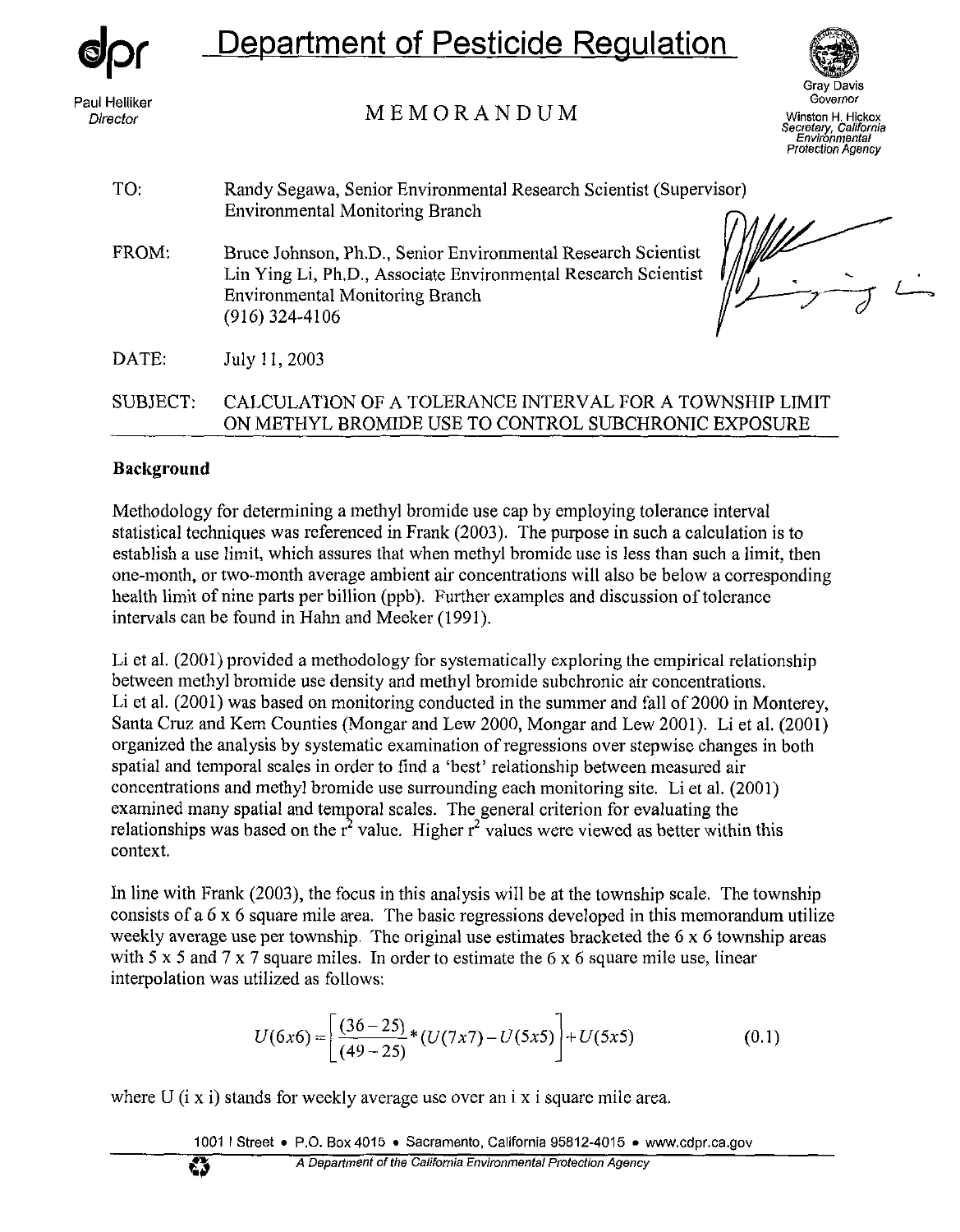# Department of Pesticide Regulation

Paul Helliker
*Director*

MEMORANDUM

Gray Davis
*Governor*

Winston H. Hickox
*Secretary, California Environmental Protection Agency*

TO: Randy Segawa, Senior Environmental Research Scientist (Supervisor)
Environmental Monitoring Branch

FROM: Bruce Johnson, Ph.D., Senior Environmental Research Scientist
Lin Ying Li, Ph.D., Associate Environmental Research Scientist
Environmental Monitoring Branch
(916) 324-4106

DATE: July 11, 2003

SUBJECT: CALCULATION OF A TOLERANCE INTERVAL FOR A TOWNSHIP LIMIT ON METHYL BROMIDE USE TO CONTROL SUBCHRONIC EXPOSURE

## Background

Methodology for determining a methyl bromide use cap by employing tolerance interval statistical techniques was referenced in Frank (2003). The purpose in such a calculation is to establish a use limit, which assures that when methyl bromide use is less than such a limit, then one-month, or two-month average ambient air concentrations will also be below a corresponding health limit of nine parts per billion (ppb). Further examples and discussion of tolerance intervals can be found in Hahn and Meeker (1991).

Li et al. (2001) provided a methodology for systematically exploring the empirical relationship between methyl bromide use density and methyl bromide subchronic air concentrations. Li et al. (2001) was based on monitoring conducted in the summer and fall of 2000 in Monterey, Santa Cruz and Kern Counties (Mongar and Lew 2000, Mongar and Lew 2001). Li et al. (2001) organized the analysis by systematic examination of regressions over stepwise changes in both spatial and temporal scales in order to find a 'best' relationship between measured air concentrations and methyl bromide use surrounding each monitoring site. Li et al. (2001) examined many spatial and temporal scales. The general criterion for evaluating the relationships was based on the $r^2$ value. Higher $r^2$ values were viewed as better within this context.

In line with Frank (2003), the focus in this analysis will be at the township scale. The township consists of a 6 x 6 square mile area. The basic regressions developed in this memorandum utilize weekly average use per township. The original use estimates bracketed the 6 x 6 township areas with 5 x 5 and 7 x 7 square miles. In order to estimate the 6 x 6 square mile use, linear interpolation was utilized as follows:

$$U(6x6) = \left[ \frac{(36-25)}{(49-25)} * (U(7x7) - U(5x5)) \right] + U(5x5) \tag{0.1}$$

where U (i x i) stands for weekly average use over an i x i square mile area.

1001 I Street • P.O. Box 4015 • Sacramento, California 95812-4015 • www.cdpr.ca.gov

*A Department of the California Environmental Protection Agency*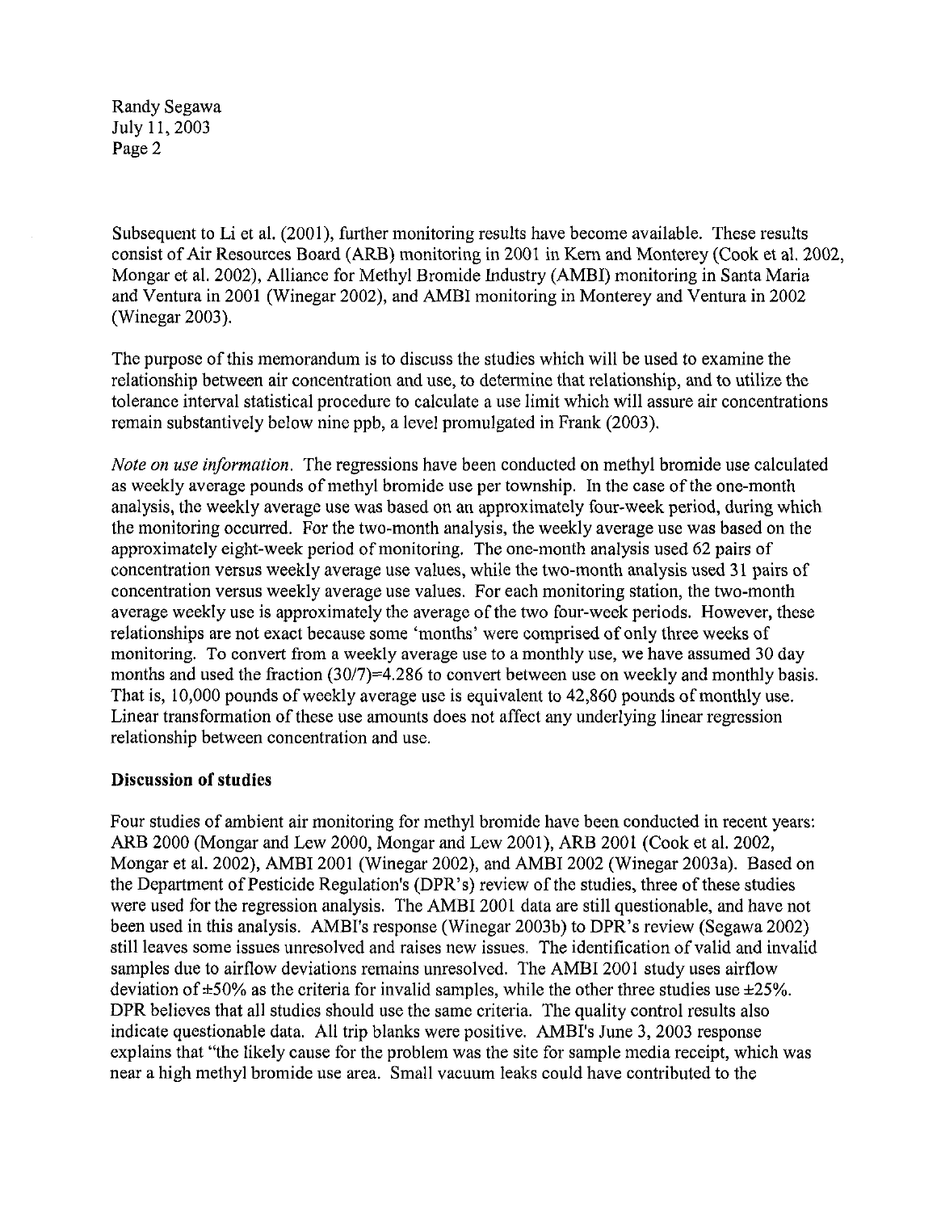Subsequent to Li et al. (2001), further monitoring results have become available. These results consist of Air Resources Board (ARB) monitoring in 2001 in Kern and Monterey (Cook et al. 2002, Mongar et al. 2002), Alliance for Methyl Bromide Industry (AMBI) monitoring in Santa Maria and Ventura in 2001 (Winegar 2002), and AMBI monitoring in Monterey and Ventura in 2002 (Winegar 2003).

The purpose of this memorandum is to discuss the studies which will be used to examine the relationship between air concentration and use, to determine that relationship, and to utilize the tolerance interval statistical procedure to calculate a use limit which will assure air concentrations remain substantively below nine ppb, a level promulgated in Frank (2003).

*Note on use information.* The regressions have been conducted on methyl bromide use calculated as weekly average pounds of methyl bromide use per township. In the case of the one-month analysis, the weekly average use was based on an approximately four-week period, during which the monitoring occurred. For the two-month analysis, the weekly average use was based on the approximately eight-week period of monitoring. The one-month analysis used 62 pairs of concentration versus weekly average use values, while the two-month analysis used 31 pairs of concentration versus weekly average use values. For each monitoring station, the two-month average weekly use is approximately the average of the two four-week periods. However, these relationships are not exact because some 'months' were comprised of only three weeks of monitoring. To convert from a weekly average use to a monthly use, we have assumed 30 day months and used the fraction $(30/7)=4.286$ to convert between use on weekly and monthly basis. That is, 10,000 pounds of weekly average use is equivalent to 42,860 pounds of monthly use. Linear transformation of these use amounts does not affect any underlying linear regression relationship between concentration and use.

## Discussion of studies

Four studies of ambient air monitoring for methyl bromide have been conducted in recent years: ARB 2000 (Mongar and Lew 2000, Mongar and Lew 2001), ARB 2001 (Cook et al. 2002, Mongar et al. 2002), AMBI 2001 (Winegar 2002), and AMBI 2002 (Winegar 2003a). Based on the Department of Pesticide Regulation's (DPR's) review of the studies, three of these studies were used for the regression analysis. The AMBI 2001 data are still questionable, and have not been used in this analysis. AMBI's response (Winegar 2003b) to DPR's review (Segawa 2002) still leaves some issues unresolved and raises new issues. The identification of valid and invalid samples due to airflow deviations remains unresolved. The AMBI 2001 study uses airflow deviation of ±50% as the criteria for invalid samples, while the other three studies use ±25%. DPR believes that all studies should use the same criteria. The quality control results also indicate questionable data. All trip blanks were positive. AMBI's June 3, 2003 response explains that "the likely cause for the problem was the site for sample media receipt, which was near a high methyl bromide use area. Small vacuum leaks could have contributed to the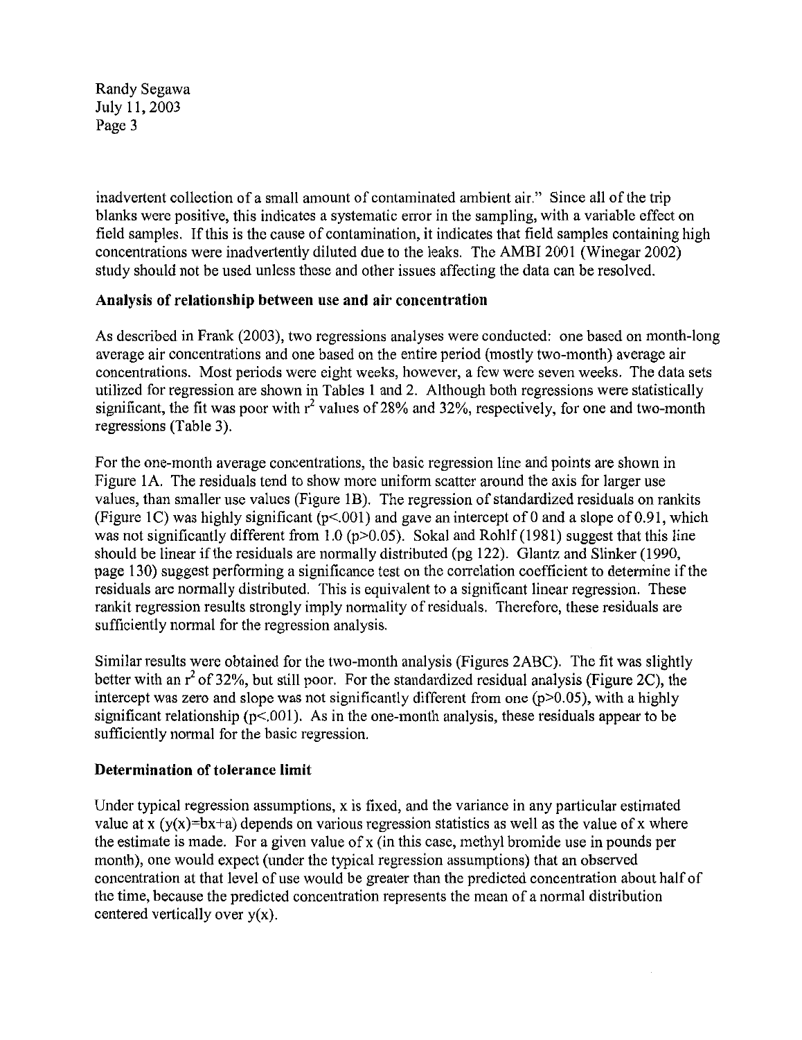inadvertent collection of a small amount of contaminated ambient air." Since all of the trip blanks were positive, this indicates a systematic error in the sampling, with a variable effect on field samples. If this is the cause of contamination, it indicates that field samples containing high concentrations were inadvertently diluted due to the leaks. The AMBI 2001 (Winegar 2002) study should not be used unless these and other issues affecting the data can be resolved.

## Analysis of relationship between use and air concentration

As described in Frank (2003), two regressions analyses were conducted: one based on month-long average air concentrations and one based on the entire period (mostly two-month) average air concentrations. Most periods were eight weeks, however, a few were seven weeks. The data sets utilized for regression are shown in Tables 1 and 2. Although both regressions were statistically significant, the fit was poor with $r^2$ values of 28% and 32%, respectively, for one and two-month regressions (Table 3).

For the one-month average concentrations, the basic regression line and points are shown in Figure 1A. The residuals tend to show more uniform scatter around the axis for larger use values, than smaller use values (Figure 1B). The regression of standardized residuals on rankits (Figure 1C) was highly significant ($p<.001$) and gave an intercept of 0 and a slope of 0.91, which was not significantly different from 1.0 ($p>0.05$). Sokal and Rohlf (1981) suggest that this line should be linear if the residuals are normally distributed (pg 122). Glantz and Slinker (1990, page 130) suggest performing a significance test on the correlation coefficient to determine if the residuals are normally distributed. This is equivalent to a significant linear regression. These rankit regression results strongly imply normality of residuals. Therefore, these residuals are sufficiently normal for the regression analysis.

Similar results were obtained for the two-month analysis (Figures 2ABC). The fit was slightly better with an $r^2$ of 32%, but still poor. For the standardized residual analysis (Figure 2C), the intercept was zero and slope was not significantly different from one ($p>0.05$), with a highly significant relationship ($p<.001$). As in the one-month analysis, these residuals appear to be sufficiently normal for the basic regression.

## Determination of tolerance limit

Under typical regression assumptions, x is fixed, and the variance in any particular estimated value at x ($y(x)=bx+a$) depends on various regression statistics as well as the value of x where the estimate is made. For a given value of x (in this case, methyl bromide use in pounds per month), one would expect (under the typical regression assumptions) that an observed concentration at that level of use would be greater than the predicted concentration about half of the time, because the predicted concentration represents the mean of a normal distribution centered vertically over $y(x)$.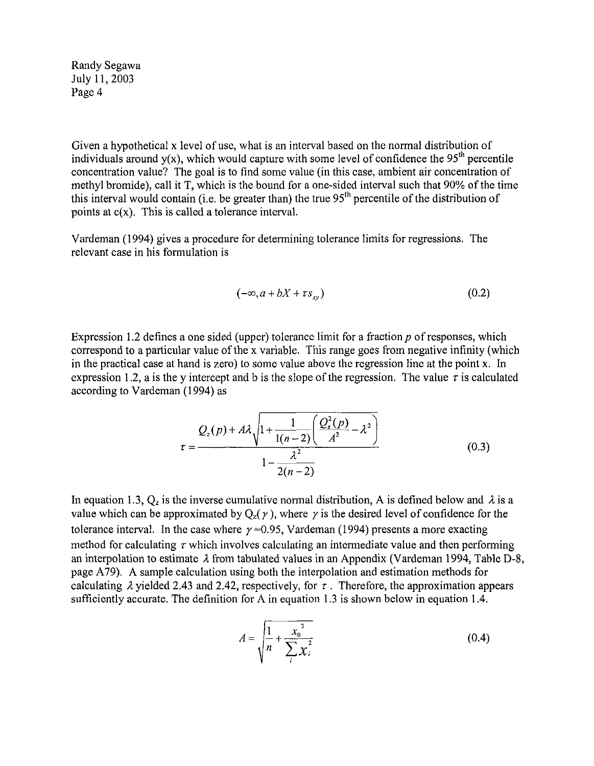Given a hypothetical x level of use, what is an interval based on the normal distribution of individuals around y(x), which would capture with some level of confidence the 95[th] percentile concentration value? The goal is to find some value (in this case, ambient air concentration of methyl bromide), call it T, which is the bound for a one-sided interval such that 90% of the time this interval would contain (i.e. be greater than) the true 95[th] percentile of the distribution of points at c(x). This is called a tolerance interval.

Vardeman (1994) gives a procedure for determining tolerance limits for regressions. The relevant case in his formulation is

$$(-\infty, a + bX + \tau s_{xy}) \tag{0.2}$$

Expression 1.2 defines a one sided (upper) tolerance limit for a fraction $p$ of responses, which correspond to a particular value of the x variable. This range goes from negative infinity (which in the practical case at hand is zero) to some value above the regression line at the point x. In expression 1.2, a is the y intercept and b is the slope of the regression. The value $\tau$ is calculated according to Vardeman (1994) as

$$\tau = \frac{Q_z(p) + A\lambda\sqrt{1 + \frac{1}{1(n-2)}\left(\frac{Q_z^2(p)}{A^2} - \lambda^2\right)}}{1 - \frac{\lambda^2}{2(n-2)}} \tag{0.3}$$

In equation 1.3, $Q_z$ is the inverse cumulative normal distribution, A is defined below and $\lambda$ is a value which can be approximated by $Q_z(\gamma)$, where $\gamma$ is the desired level of confidence for the tolerance interval. In the case where $\gamma$=0.95, Vardeman (1994) presents a more exacting method for calculating $\tau$ which involves calculating an intermediate value and then performing an interpolation to estimate $\lambda$ from tabulated values in an Appendix (Vardeman 1994, Table D-8, page A79). A sample calculation using both the interpolation and estimation methods for calculating $\lambda$ yielded 2.43 and 2.42, respectively, for $\tau$. Therefore, the approximation appears sufficiently accurate. The definition for A in equation 1.3 is shown below in equation 1.4.

$$A = \sqrt{\frac{1}{n} + \frac{x_0^{\,2}}{\sum_i x_i^2}} \tag{0.4}$$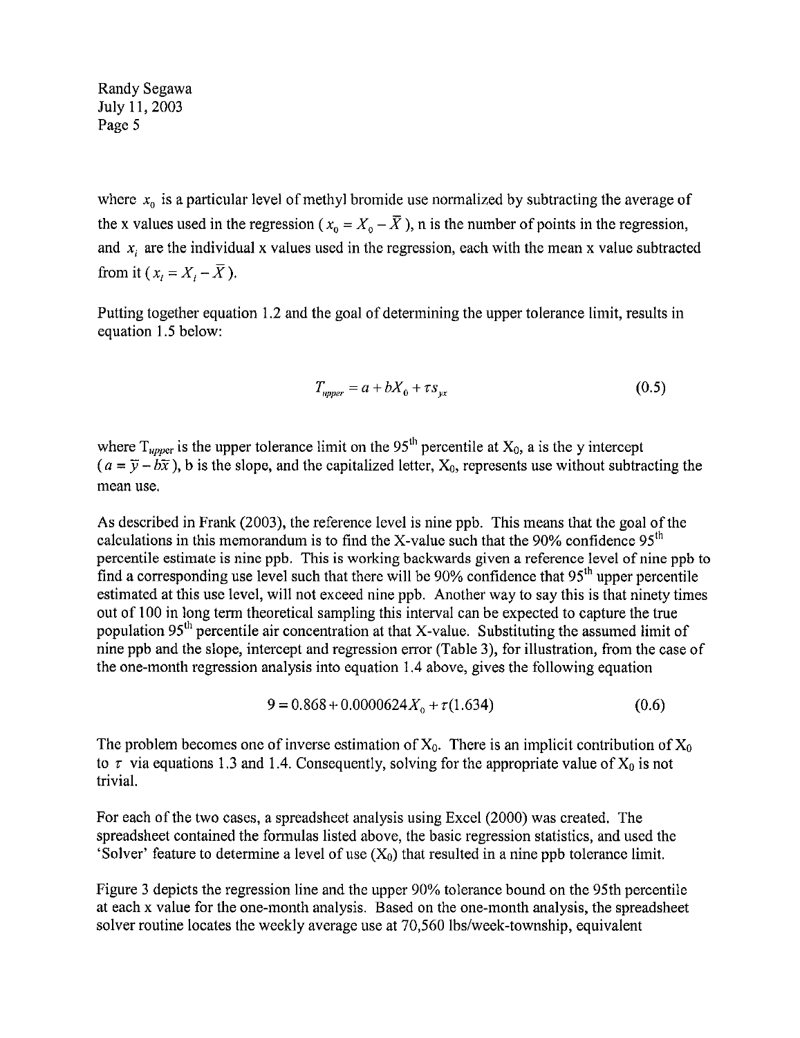where $x_0$ is a particular level of methyl bromide use normalized by subtracting the average of the x values used in the regression ($x_0 = X_0 - \bar{X}$), n is the number of points in the regression, and $x_i$ are the individual x values used in the regression, each with the mean x value subtracted from it ($x_i = X_i - \bar{X}$).

Putting together equation 1.2 and the goal of determining the upper tolerance limit, results in equation 1.5 below:

$$T_{upper} = a + bX_0 + \tau s_{yx} \tag{0.5}$$

where $T_{upper}$ is the upper tolerance limit on the 95th percentile at $X_0$, a is the y intercept ($a = \bar{y} - b\bar{x}$), b is the slope, and the capitalized letter, $X_0$, represents use without subtracting the mean use.

As described in Frank (2003), the reference level is nine ppb. This means that the goal of the calculations in this memorandum is to find the X-value such that the 90% confidence 95th percentile estimate is nine ppb. This is working backwards given a reference level of nine ppb to find a corresponding use level such that there will be 90% confidence that 95th upper percentile estimated at this use level, will not exceed nine ppb. Another way to say this is that ninety times out of 100 in long term theoretical sampling this interval can be expected to capture the true population 95th percentile air concentration at that X-value. Substituting the assumed limit of nine ppb and the slope, intercept and regression error (Table 3), for illustration, from the case of the one-month regression analysis into equation 1.4 above, gives the following equation

$$9 = 0.868 + 0.0000624X_0 + \tau(1.634) \tag{0.6}$$

The problem becomes one of inverse estimation of $X_0$. There is an implicit contribution of $X_0$ to $\tau$ via equations 1.3 and 1.4. Consequently, solving for the appropriate value of $X_0$ is not trivial.

For each of the two cases, a spreadsheet analysis using Excel (2000) was created. The spreadsheet contained the formulas listed above, the basic regression statistics, and used the 'Solver' feature to determine a level of use ($X_0$) that resulted in a nine ppb tolerance limit.

Figure 3 depicts the regression line and the upper 90% tolerance bound on the 95th percentile at each x value for the one-month analysis. Based on the one-month analysis, the spreadsheet solver routine locates the weekly average use at 70,560 lbs/week-township, equivalent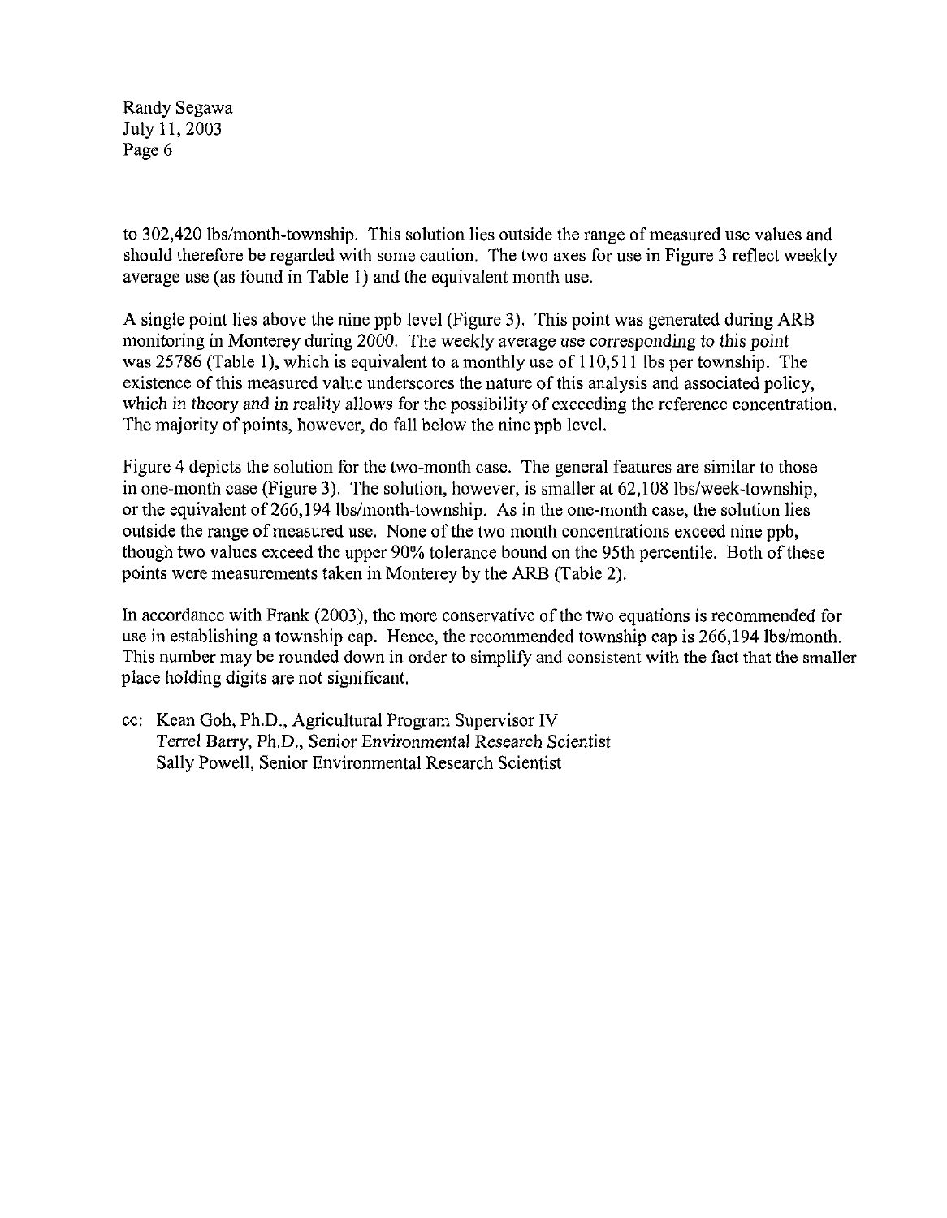to 302,420 lbs/month-township. This solution lies outside the range of measured use values and should therefore be regarded with some caution. The two axes for use in Figure 3 reflect weekly average use (as found in Table 1) and the equivalent month use.

A single point lies above the nine ppb level (Figure 3). This point was generated during ARB monitoring in Monterey during 2000. The weekly average use corresponding to this point was 25786 (Table 1), which is equivalent to a monthly use of 110,511 lbs per township. The existence of this measured value underscores the nature of this analysis and associated policy, which in theory and in reality allows for the possibility of exceeding the reference concentration. The majority of points, however, do fall below the nine ppb level.

Figure 4 depicts the solution for the two-month case. The general features are similar to those in one-month case (Figure 3). The solution, however, is smaller at 62,108 lbs/week-township, or the equivalent of 266,194 lbs/month-township. As in the one-month case, the solution lies outside the range of measured use. None of the two month concentrations exceed nine ppb, though two values exceed the upper 90% tolerance bound on the 95th percentile. Both of these points were measurements taken in Monterey by the ARB (Table 2).

In accordance with Frank (2003), the more conservative of the two equations is recommended for use in establishing a township cap. Hence, the recommended township cap is 266,194 lbs/month. This number may be rounded down in order to simplify and consistent with the fact that the smaller place holding digits are not significant.

cc: Kean Goh, Ph.D., Agricultural Program Supervisor IV
Terrel Barry, Ph.D., Senior Environmental Research Scientist
Sally Powell, Senior Environmental Research Scientist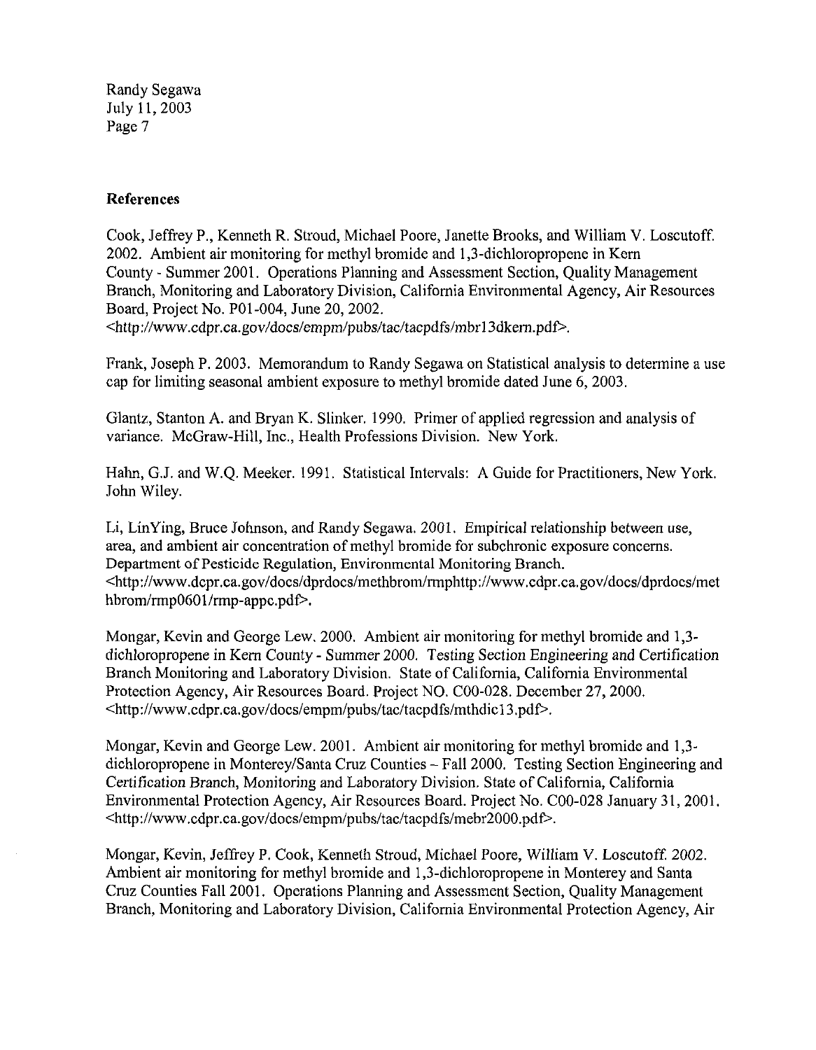**References**

Cook, Jeffrey P., Kenneth R. Stroud, Michael Poore, Janette Brooks, and William V. Loscutoff. 2002. Ambient air monitoring for methyl bromide and 1,3-dichloropropene in Kern County - Summer 2001. Operations Planning and Assessment Section, Quality Management Branch, Monitoring and Laboratory Division, California Environmental Agency, Air Resources Board, Project No. P01-004, June 20, 2002. <http://www.cdpr.ca.gov/docs/empm/pubs/tac/tacpdfs/mbr13dkern.pdf>.

Frank, Joseph P. 2003. Memorandum to Randy Segawa on Statistical analysis to determine a use cap for limiting seasonal ambient exposure to methyl bromide dated June 6, 2003.

Glantz, Stanton A. and Bryan K. Slinker. 1990. Primer of applied regression and analysis of variance. McGraw-Hill, Inc., Health Professions Division. New York.

Hahn, G.J. and W.Q. Meeker. 1991. Statistical Intervals: A Guide for Practitioners, New York. John Wiley.

Li, LinYing, Bruce Johnson, and Randy Segawa. 2001. Empirical relationship between use, area, and ambient air concentration of methyl bromide for subchronic exposure concerns. Department of Pesticide Regulation, Environmental Monitoring Branch. <http://www.dcpr.ca.gov/docs/dprdocs/methbrom/rmphttp://www.cdpr.ca.gov/docs/dprdocs/methbrom/rmp0601/rmp-appc.pdf>.

Mongar, Kevin and George Lew. 2000. Ambient air monitoring for methyl bromide and 1,3-dichloropropene in Kern County - *Summer 2000.* Testing Section Engineering and Certification Branch Monitoring and Laboratory Division. State of California, California Environmental Protection Agency, Air Resources Board. Project NO. C00-028. December 27, 2000. <http://www.cdpr.ca.gov/docs/empm/pubs/tac/tacpdfs/mthdic13.pdf>.

Mongar, Kevin and George Lew. 2001. Ambient air monitoring for methyl bromide and 1,3-dichloropropene in Monterey/Santa Cruz Counties – Fall 2000. Testing Section Engineering and Certification Branch, Monitoring and Laboratory Division. State of California, California Environmental Protection Agency, Air Resources Board. Project No. C00-028 January 31, 2001. <http://www.cdpr.ca.gov/docs/empm/pubs/tac/tacpdfs/mebr2000.pdf>.

Mongar, Kevin, Jeffrey P. Cook, Kenneth Stroud, Michael Poore, William V. Loscutoff. 2002. Ambient air monitoring for methyl bromide and 1,3-dichloropropene in Monterey and Santa Cruz Counties Fall 2001. Operations Planning and Assessment Section, Quality Management Branch, Monitoring and Laboratory Division, California Environmental Protection Agency, Air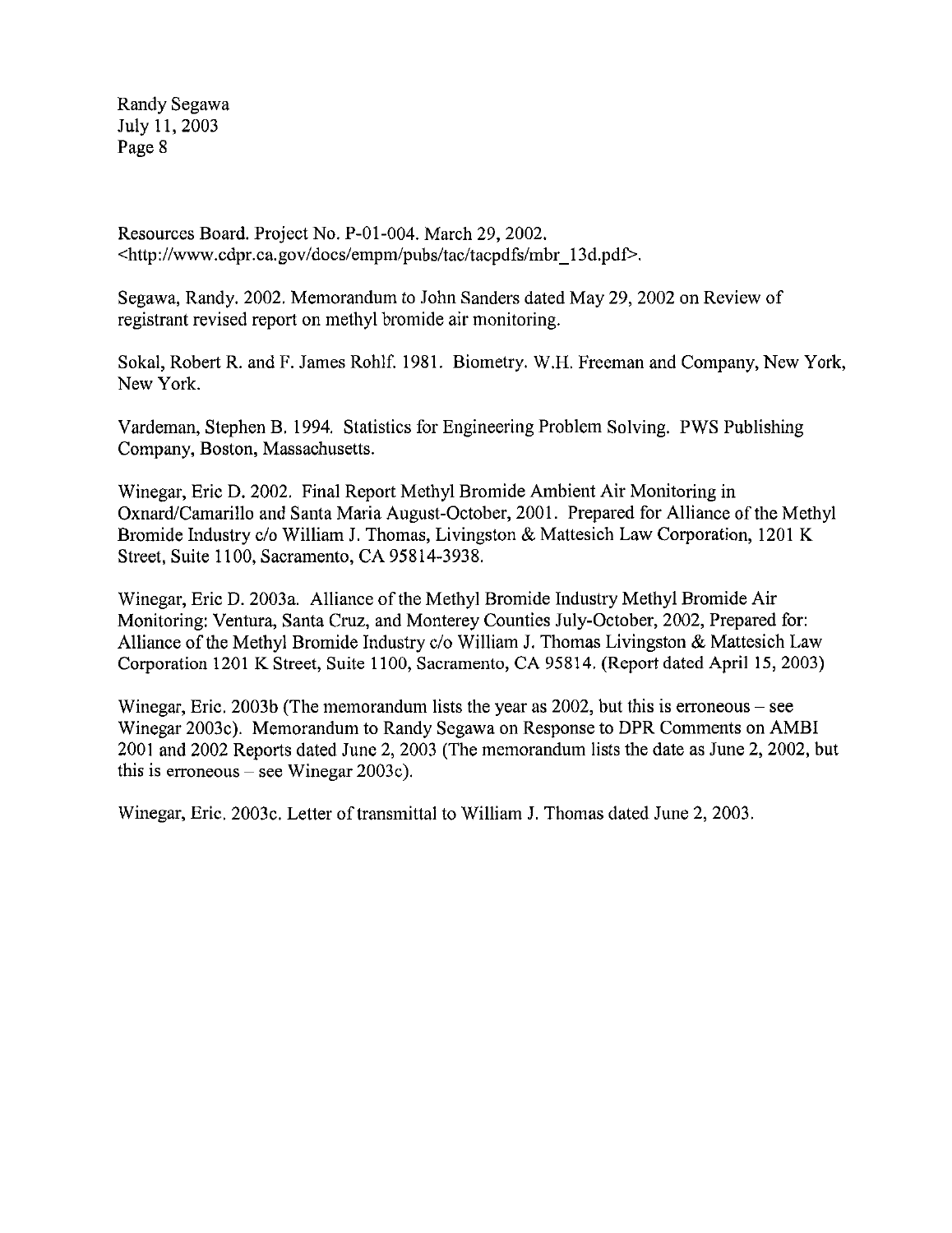Resources Board. Project No. P-01-004. March 29, 2002. <http://www.cdpr.ca.gov/docs/empm/pubs/tac/tacpdfs/mbr_13d.pdf>.

Segawa, Randy. 2002. Memorandum to John Sanders dated May 29, 2002 on Review of registrant revised report on methyl bromide air monitoring.

Sokal, Robert R. and F. James Rohlf. 1981. Biometry. W.H. Freeman and Company, New York, New York.

Vardeman, Stephen B. 1994. Statistics for Engineering Problem Solving. PWS Publishing Company, Boston, Massachusetts.

Winegar, Eric D. 2002. Final Report Methyl Bromide Ambient Air Monitoring in Oxnard/Camarillo and Santa Maria August-October, 2001. Prepared for Alliance of the Methyl Bromide Industry c/o William J. Thomas, Livingston & Mattesich Law Corporation, 1201 K Street, Suite 1100, Sacramento, CA 95814-3938.

Winegar, Eric D. 2003a. Alliance of the Methyl Bromide Industry Methyl Bromide Air Monitoring: Ventura, Santa Cruz, and Monterey Counties July-October, 2002, Prepared for: Alliance of the Methyl Bromide Industry c/o William J. Thomas Livingston & Mattesich Law Corporation 1201 K Street, Suite 1100, Sacramento, CA 95814. (Report dated April 15, 2003)

Winegar, Eric. 2003b (The memorandum lists the year as 2002, but this is erroneous – see Winegar 2003c). Memorandum to Randy Segawa on Response to DPR Comments on AMBI 2001 and 2002 Reports dated June 2, 2003 (The memorandum lists the date as June 2, 2002, but this is erroneous – see Winegar 2003c).

Winegar, Eric. 2003c. Letter of transmittal to William J. Thomas dated June 2, 2003.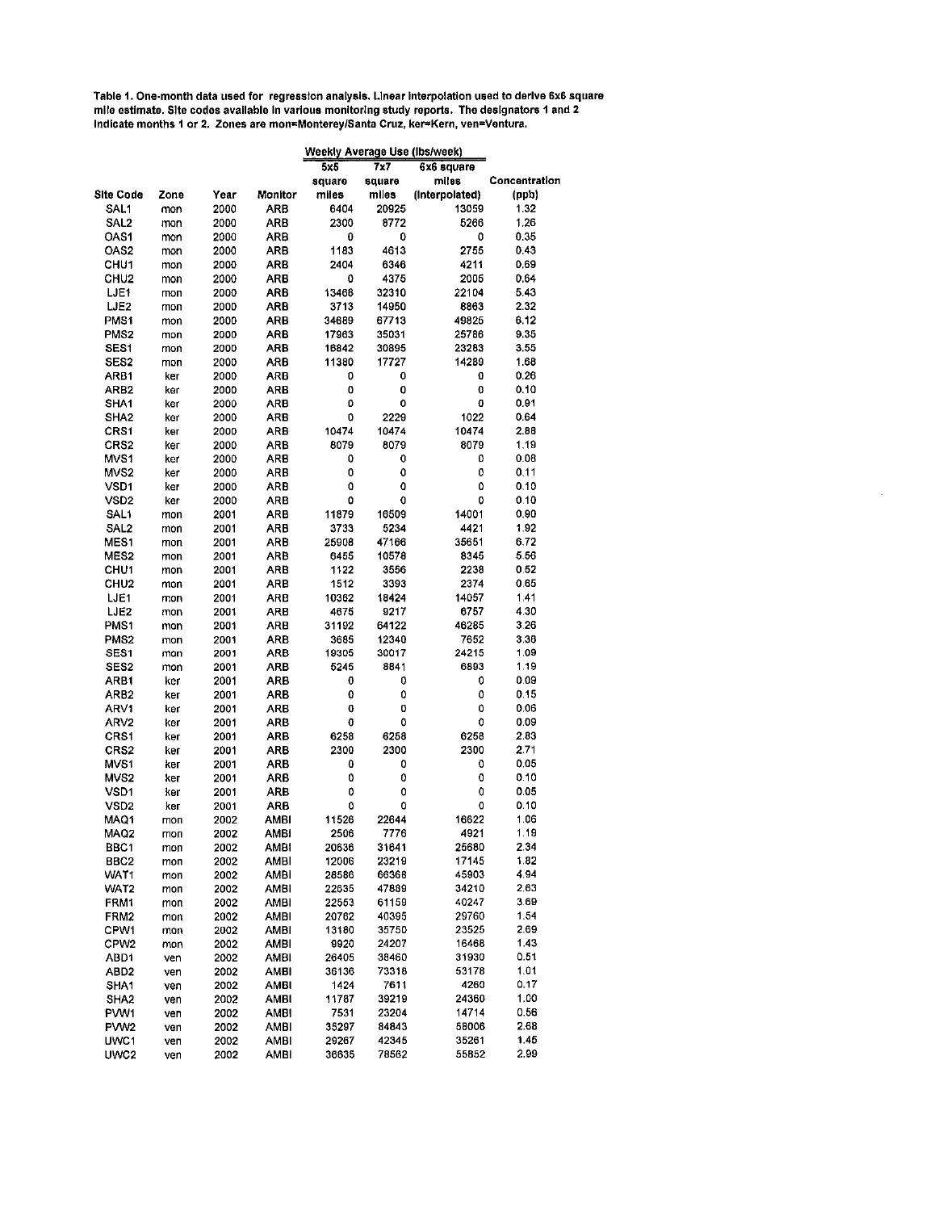**Table 1. One-month data used for regression analysis. Linear interpolation used to derive 6x6 square mile estimate. Site codes available in various monitoring study reports. The designators 1 and 2 indicate months 1 or 2. Zones are mon=Monterey/Santa Cruz, ker=Kern, ven=Ventura.**

| | | | | Weekly Average Use (lbs/week) | | | |
|---|---|---|---|---|---|---|---|
| Site Code | Zone | Year | Monitor | 5x5 square miles | 7x7 square miles | 6x6 square miles (interpolated) | Concentration (ppb) |
| SAL1 | mon | 2000 | ARB | 6404 | 20925 | 13059 | 1.32 |
| SAL2 | mon | 2000 | ARB | 2300 | 8772 | 5266 | 1.26 |
| OAS1 | mon | 2000 | ARB | 0 | 0 | 0 | 0.35 |
| OAS2 | mon | 2000 | ARB | 1183 | 4613 | 2755 | 0.43 |
| CHU1 | mon | 2000 | ARB | 2404 | 6346 | 4211 | 0.69 |
| CHU2 | mon | 2000 | ARB | 0 | 4375 | 2005 | 0.64 |
| LJE1 | mon | 2000 | ARB | 13468 | 32310 | 22104 | 5.43 |
| LJE2 | mon | 2000 | ARB | 3713 | 14950 | 8863 | 2.32 |
| PMS1 | mon | 2000 | ARB | 34689 | 67713 | 49825 | 6.12 |
| PMS2 | mon | 2000 | ARB | 17963 | 35031 | 25786 | 9.35 |
| SES1 | mon | 2000 | ARB | 16842 | 30895 | 23283 | 3.55 |
| SES2 | mon | 2000 | ARB | 11380 | 17727 | 14289 | 1.68 |
| ARB1 | ker | 2000 | ARB | 0 | 0 | 0 | 0.26 |
| ARB2 | ker | 2000 | ARB | 0 | 0 | 0 | 0.10 |
| SHA1 | ker | 2000 | ARB | 0 | 0 | 0 | 0.91 |
| SHA2 | ker | 2000 | ARB | 0 | 2229 | 1022 | 0.64 |
| CRS1 | ker | 2000 | ARB | 10474 | 10474 | 10474 | 2.88 |
| CRS2 | ker | 2000 | ARB | 8079 | 8079 | 8079 | 1.19 |
| MVS1 | ker | 2000 | ARB | 0 | 0 | 0 | 0.08 |
| MVS2 | ker | 2000 | ARB | 0 | 0 | 0 | 0.11 |
| VSD1 | ker | 2000 | ARB | 0 | 0 | 0 | 0.10 |
| VSD2 | ker | 2000 | ARB | 0 | 0 | 0 | 0.10 |
| SAL1 | mon | 2001 | ARB | 11879 | 16509 | 14001 | 0.90 |
| SAL2 | mon | 2001 | ARB | 3733 | 5234 | 4421 | 1.92 |
| MES1 | mon | 2001 | ARB | 25908 | 47166 | 35651 | 6.72 |
| MES2 | mon | 2001 | ARB | 6455 | 10578 | 8345 | 5.56 |
| CHU1 | mon | 2001 | ARB | 1122 | 3556 | 2238 | 0.52 |
| CHU2 | mon | 2001 | ARB | 1512 | 3393 | 2374 | 0.65 |
| LJE1 | mon | 2001 | ARB | 10362 | 18424 | 14057 | 1.41 |
| LJE2 | mon | 2001 | ARB | 4675 | 9217 | 6757 | 4.30 |
| PMS1 | mon | 2001 | ARB | 31192 | 64122 | 46285 | 3.26 |
| PMS2 | mon | 2001 | ARB | 3685 | 12340 | 7652 | 3.38 |
| SES1 | mon | 2001 | ARB | 19305 | 30017 | 24215 | 1.09 |
| SES2 | mon | 2001 | ARB | 5245 | 8841 | 6893 | 1.19 |
| ARB1 | ker | 2001 | ARB | 0 | 0 | 0 | 0.09 |
| ARB2 | ker | 2001 | ARB | 0 | 0 | 0 | 0.15 |
| ARV1 | ker | 2001 | ARB | 0 | 0 | 0 | 0.06 |
| ARV2 | ker | 2001 | ARB | 0 | 0 | 0 | 0.09 |
| CRS1 | ker | 2001 | ARB | 6258 | 6258 | 6258 | 2.83 |
| CRS2 | ker | 2001 | ARB | 2300 | 2300 | 2300 | 2.71 |
| MVS1 | ker | 2001 | ARB | 0 | 0 | 0 | 0.05 |
| MVS2 | ker | 2001 | ARB | 0 | 0 | 0 | 0.10 |
| VSD1 | ker | 2001 | ARB | 0 | 0 | 0 | 0.05 |
| VSD2 | ker | 2001 | ARB | 0 | 0 | 0 | 0.10 |
| MAQ1 | mon | 2002 | AMBI | 11526 | 22644 | 16622 | 1.06 |
| MAQ2 | mon | 2002 | AMBI | 2506 | 7776 | 4921 | 1.19 |
| BBC1 | mon | 2002 | AMBI | 20636 | 31641 | 25680 | 2.34 |
| BBC2 | mon | 2002 | AMBI | 12006 | 23219 | 17145 | 1.82 |
| WAT1 | mon | 2002 | AMBI | 28586 | 66368 | 45903 | 4.94 |
| WAT2 | mon | 2002 | AMBI | 22635 | 47889 | 34210 | 2.63 |
| FRM1 | mon | 2002 | AMBI | 22553 | 61159 | 40247 | 3.69 |
| FRM2 | mon | 2002 | AMBI | 20762 | 40395 | 29760 | 1.54 |
| CPW1 | mon | 2002 | AMBI | 13180 | 35750 | 23525 | 2.69 |
| CPW2 | mon | 2002 | AMBI | 9920 | 24207 | 16468 | 1.43 |
| ABD1 | ven | 2002 | AMBI | 26405 | 38460 | 31930 | 0.51 |
| ABD2 | ven | 2002 | AMBI | 36136 | 73318 | 53178 | 1.01 |
| SHA1 | ven | 2002 | AMBI | 1424 | 7611 | 4260 | 0.17 |
| SHA2 | ven | 2002 | AMBI | 11787 | 39219 | 24360 | 1.00 |
| PVW1 | ven | 2002 | AMBI | 7531 | 23204 | 14714 | 0.56 |
| PVW2 | ven | 2002 | AMBI | 35297 | 84843 | 58006 | 2.68 |
| UWC1 | ven | 2002 | AMBI | 29267 | 42345 | 35261 | 1.45 |
| UWC2 | ven | 2002 | AMBI | 36635 | 78562 | 55852 | 2.99 |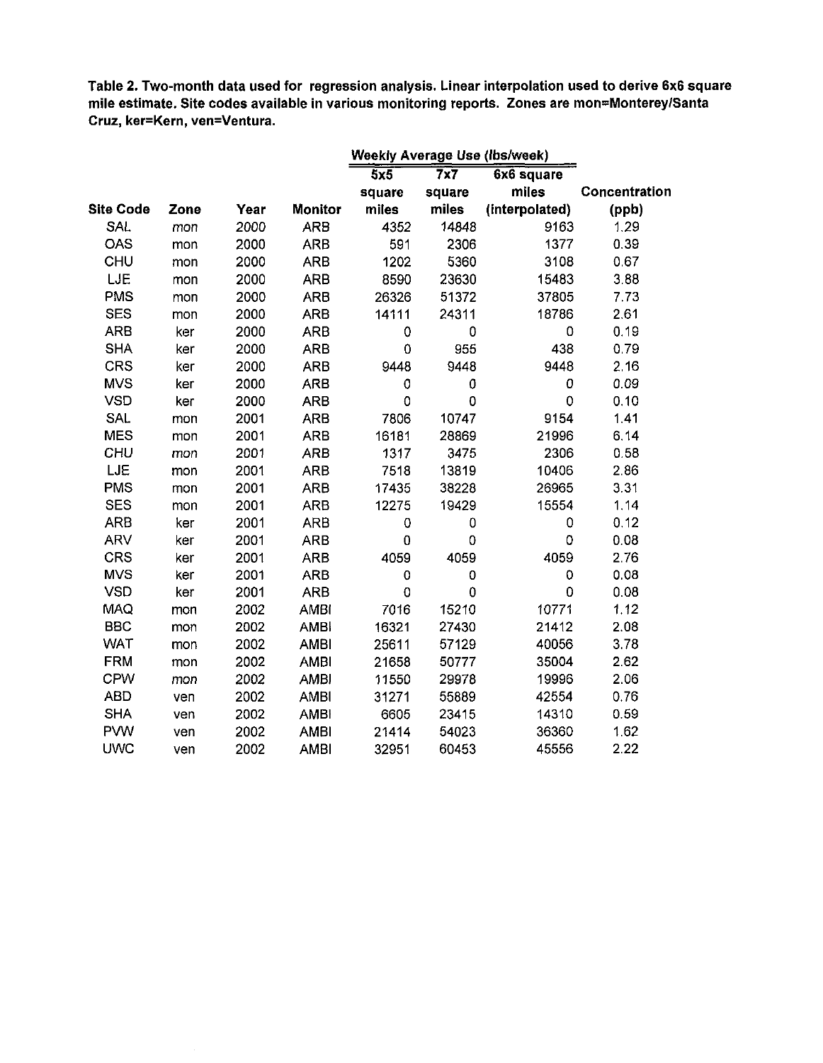**Table 2. Two-month data used for regression analysis. Linear interpolation used to derive 6x6 square mile estimate. Site codes available in various monitoring reports. Zones are mon=Monterey/Santa Cruz, ker=Kern, ven=Ventura.**

| | | | | Weekly Average Use (lbs/week) | | | |
|---|---|---|---|---|---|---|---|
| Site Code | Zone | Year | Monitor | 5x5 square miles | 7x7 square miles | 6x6 square miles (interpolated) | Concentration (ppb) |
| SAL | mon | 2000 | ARB | 4352 | 14848 | 9163 | 1.29 |
| OAS | mon | 2000 | ARB | 591 | 2306 | 1377 | 0.39 |
| CHU | mon | 2000 | ARB | 1202 | 5360 | 3108 | 0.67 |
| LJE | mon | 2000 | ARB | 8590 | 23630 | 15483 | 3.88 |
| PMS | mon | 2000 | ARB | 26326 | 51372 | 37805 | 7.73 |
| SES | mon | 2000 | ARB | 14111 | 24311 | 18786 | 2.61 |
| ARB | ker | 2000 | ARB | 0 | 0 | 0 | 0.19 |
| SHA | ker | 2000 | ARB | 0 | 955 | 438 | 0.79 |
| CRS | ker | 2000 | ARB | 9448 | 9448 | 9448 | 2.16 |
| MVS | ker | 2000 | ARB | 0 | 0 | 0 | 0.09 |
| VSD | ker | 2000 | ARB | 0 | 0 | 0 | 0.10 |
| SAL | mon | 2001 | ARB | 7806 | 10747 | 9154 | 1.41 |
| MES | mon | 2001 | ARB | 16181 | 28869 | 21996 | 6.14 |
| CHU | mon | 2001 | ARB | 1317 | 3475 | 2306 | 0.58 |
| LJE | mon | 2001 | ARB | 7518 | 13819 | 10406 | 2.86 |
| PMS | mon | 2001 | ARB | 17435 | 38228 | 26965 | 3.31 |
| SES | mon | 2001 | ARB | 12275 | 19429 | 15554 | 1.14 |
| ARB | ker | 2001 | ARB | 0 | 0 | 0 | 0.12 |
| ARV | ker | 2001 | ARB | 0 | 0 | 0 | 0.08 |
| CRS | ker | 2001 | ARB | 4059 | 4059 | 4059 | 2.76 |
| MVS | ker | 2001 | ARB | 0 | 0 | 0 | 0.08 |
| VSD | ker | 2001 | ARB | 0 | 0 | 0 | 0.08 |
| MAQ | mon | 2002 | AMBI | 7016 | 15210 | 10771 | 1.12 |
| BBC | mon | 2002 | AMBI | 16321 | 27430 | 21412 | 2.08 |
| WAT | mon | 2002 | AMBI | 25611 | 57129 | 40056 | 3.78 |
| FRM | mon | 2002 | AMBI | 21658 | 50777 | 35004 | 2.62 |
| CPW | mon | 2002 | AMBI | 11550 | 29978 | 19996 | 2.06 |
| ABD | ven | 2002 | AMBI | 31271 | 55889 | 42554 | 0.76 |
| SHA | ven | 2002 | AMBI | 6605 | 23415 | 14310 | 0.59 |
| PVW | ven | 2002 | AMBI | 21414 | 54023 | 36360 | 1.62 |
| UWC | ven | 2002 | AMBI | 32951 | 60453 | 45556 | 2.22 |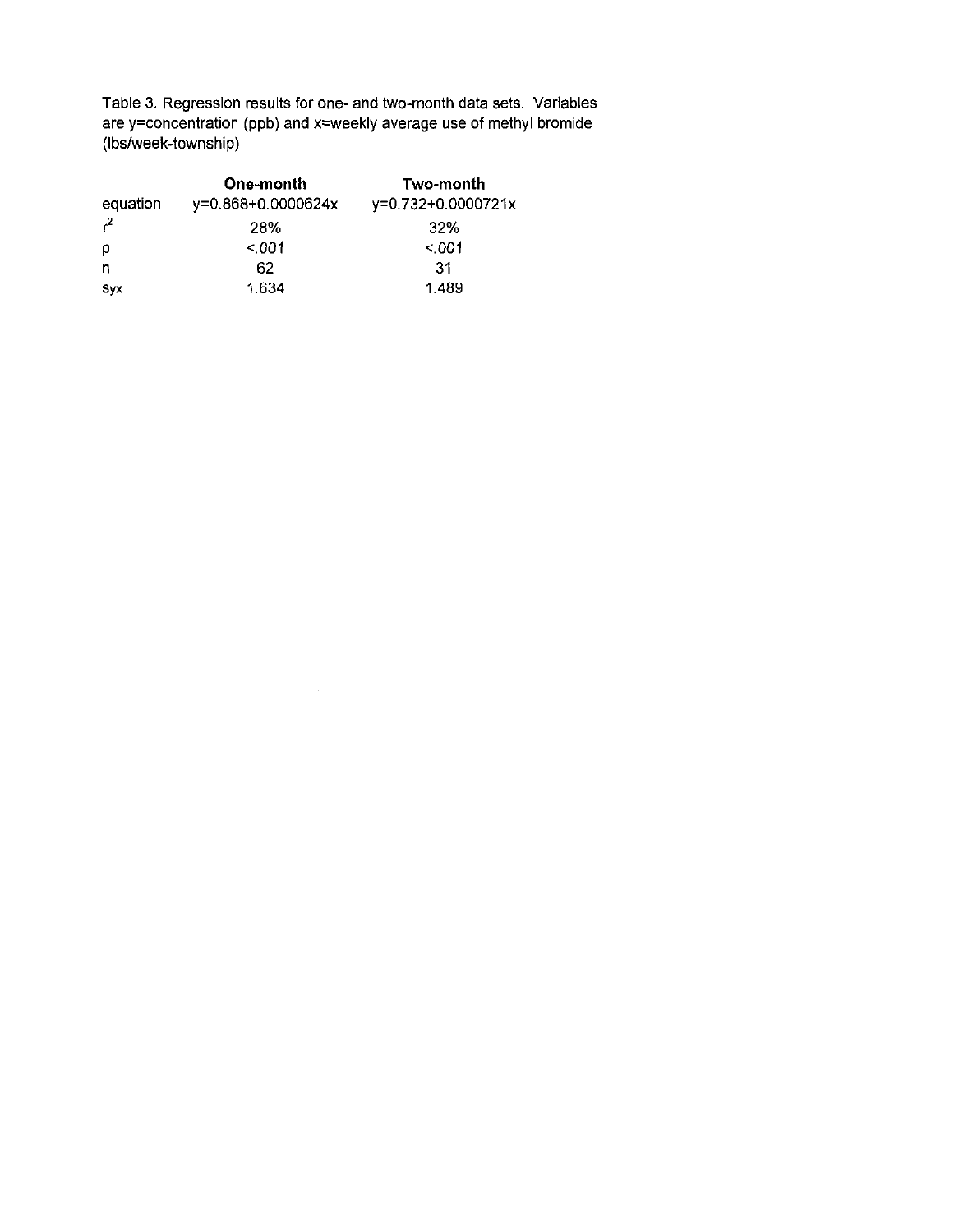Table 3. Regression results for one- and two-month data sets. Variables are y=concentration (ppb) and x=weekly average use of methyl bromide (lbs/week-township)

| | **One-month** | **Two-month** |
|---|---|---|
| equation | $y=0.868+0.0000624x$ | $y=0.732+0.0000721x$ |
| $r^2$ | 28% | 32% |
| p | *<.001* | *<.001* |
| n | 62 | 31 |
| $s_{yx}$ | 1.634 | 1.489 |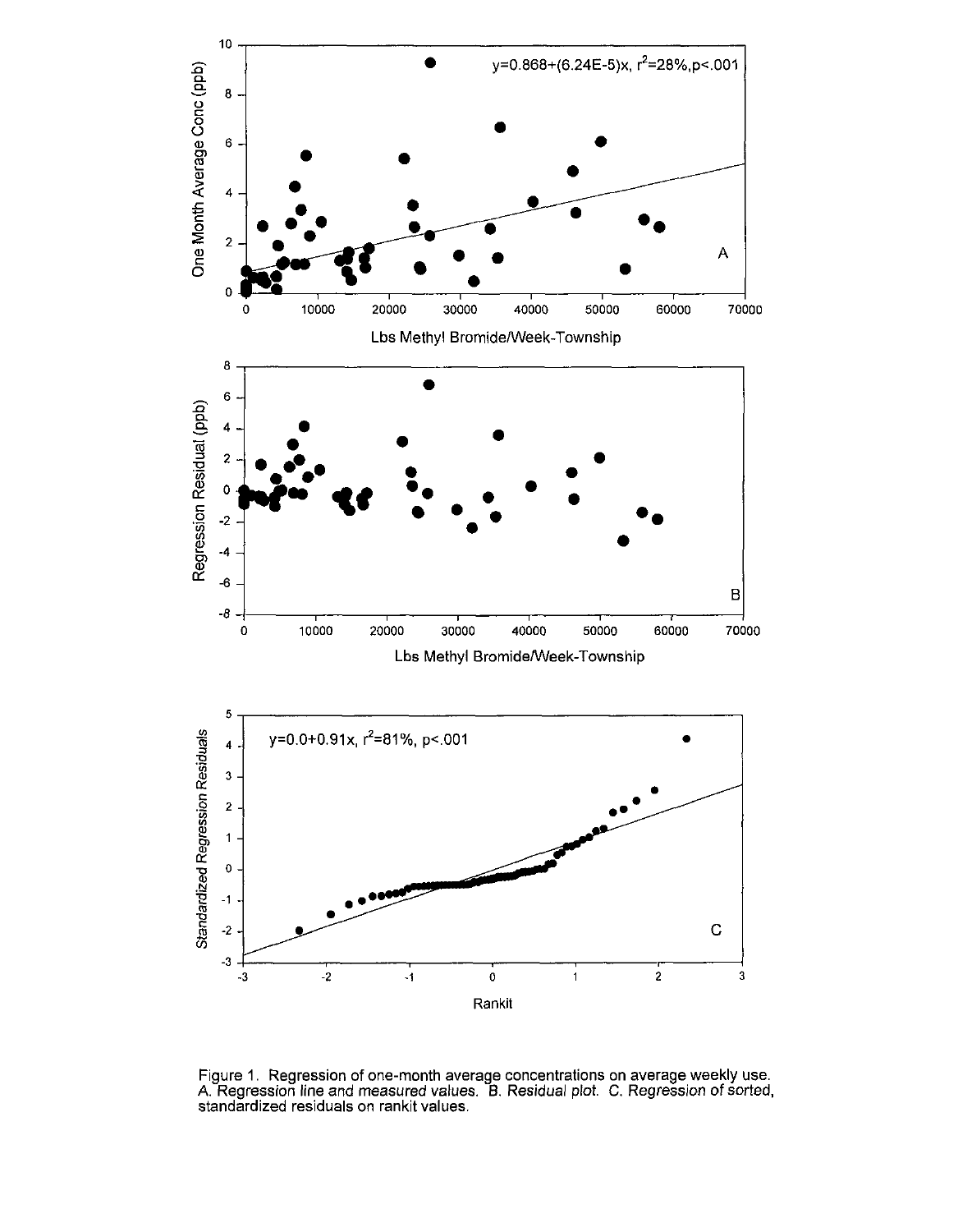Figure 1. Regression of one-month average concentrations on average weekly use. *A. Regression line and measured values. B. Residual plot. C. Regression of sorted, standardized residuals on rankit values.*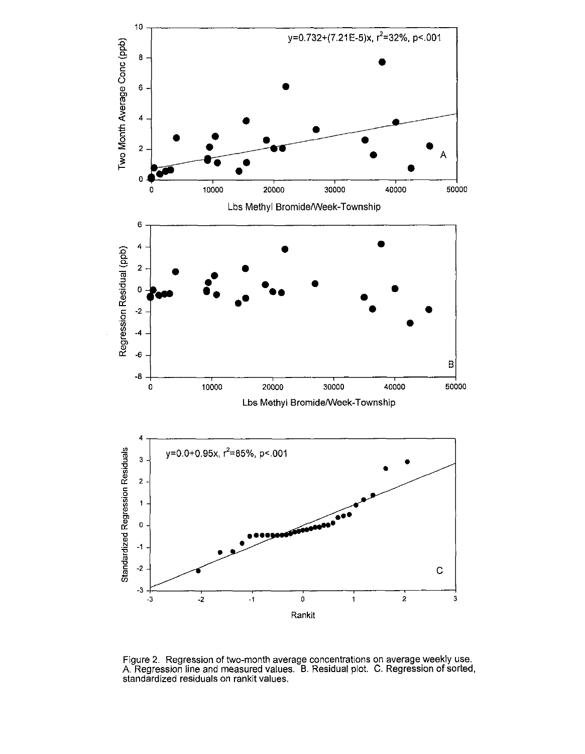Figure 2. Regression of two-month average concentrations on average weekly use. A. Regression line and measured values. B. Residual plot. C. Regression of sorted, standardized residuals on rankit values.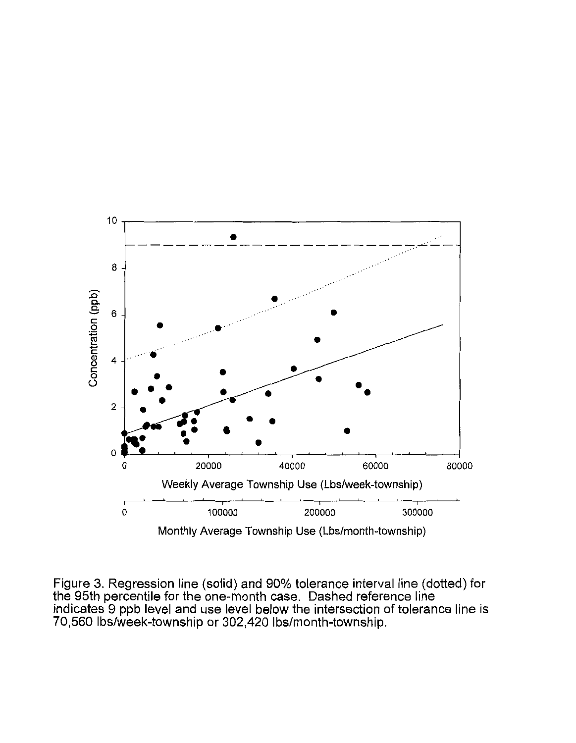Figure 3. Regression line (solid) and 90% tolerance interval line (dotted) for the 95th percentile for the one-month case. Dashed reference line indicates 9 ppb level and use level below the intersection of tolerance line is 70,560 lbs/week-township or 302,420 lbs/month-township.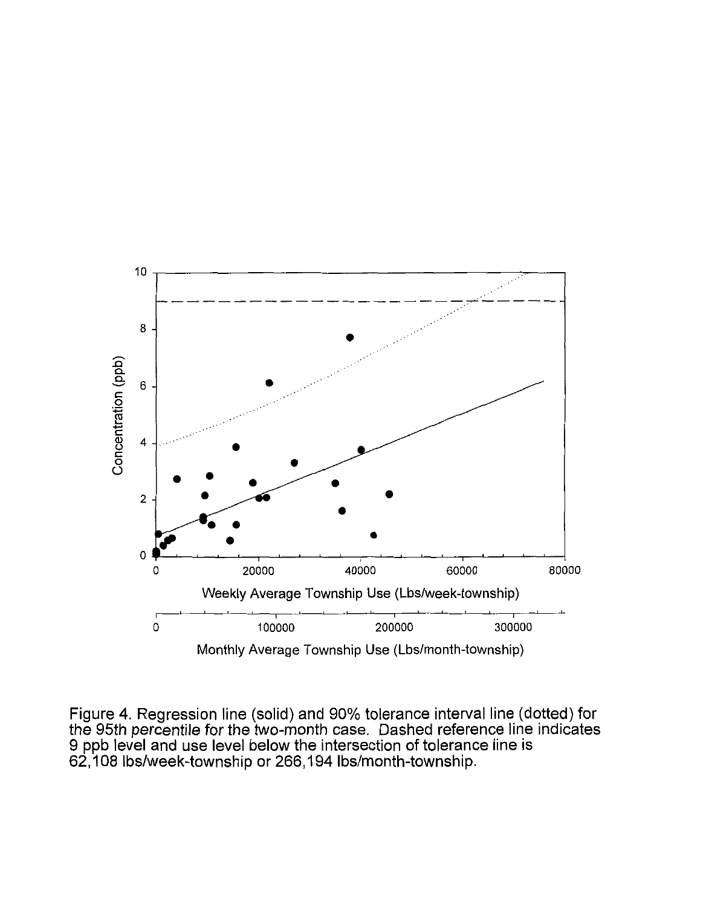10

8

6

4

2

0

Concentration (ppb)

0 20000 40000 60000 80000

Weekly Average Township Use (Lbs/week-township)

0 100000 200000 300000

Monthly Average Township Use (Lbs/month-township)

Figure 4. Regression line (solid) and 90% tolerance interval line (dotted) for the 95th percentile for the two-month case. Dashed reference line indicates 9 ppb level and use level below the intersection of tolerance line is 62,108 lbs/week-township or 266,194 lbs/month-township.